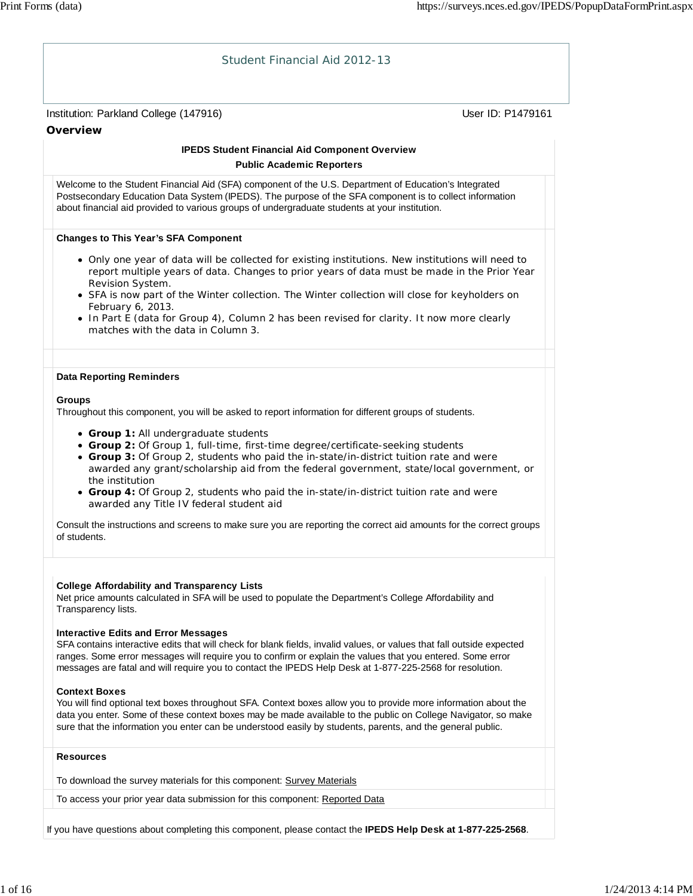# Student Financial Aid 2012-13

Institution: Parkland College (147916) User ID: P1479161

## Overview

**IPEDS Student Financial Aid Component Overview**

**Public Academic Reporters**

Welcome to the Student Financial Aid (SFA) component of the U.S. Department of Education's Integrated Postsecondary Education Data System (IPEDS). The purpose of the SFA component is to collect information about financial aid provided to various groups of undergraduate students at your institution.

**Changes to This Year's SFA Component**

- Only one year of data will be collected for existing institutions. New institutions will need to report multiple years of data. Changes to prior years of data must be made in the Prior Year Revision System.
- SFA is now part of the Winter collection. The Winter collection will close for keyholders on February 6, 2013.
- In Part E (data for Group 4), Column 2 has been revised for clarity. It now more clearly matches with the data in Column 3.

**Data Reporting Reminders**

**Groups**

Throughout this component, you will be asked to report information for different groups of students.

- **Group 1:** All undergraduate students
- **Group 2:** Of Group 1, full-time, first-time degree/certificate-seeking students
- **Group 3:** Of Group 2, students who paid the in-state/in-district tuition rate and were awarded any grant/scholarship aid from the federal government, state/local government, or the institution
- **Group 4:** Of Group 2, students who paid the in-state/in-district tuition rate and were awarded any Title IV federal student aid

Consult the instructions and screens to make sure you are reporting the correct aid amounts for the correct groups of students.

**College Affordability and Transparency Lists**

Net price amounts calculated in SFA will be used to populate the Department's College Affordability and Transparency lists.

**Interactive Edits and Error Messages**

SFA contains interactive edits that will check for blank fields, invalid values, or values that fall outside expected ranges. Some error messages will require you to confirm or explain the values that you entered. Some error messages are fatal and will require you to contact the IPEDS Help Desk at 1-877-225-2568 for resolution.

**Context Boxes**

You will find optional text boxes throughout SFA. Context boxes allow you to provide more information about the data you enter. Some of these context boxes may be made available to the public on College Navigator, so make sure that the information you enter can be understood easily by students, parents, and the general public.

**Resources**

To download the survey materials for this component: Survey Materials

To access your prior year data submission for this component: Reported Data

If you have questions about completing this component, please contact the **IPEDS Help Desk at 1-877-225-2568**.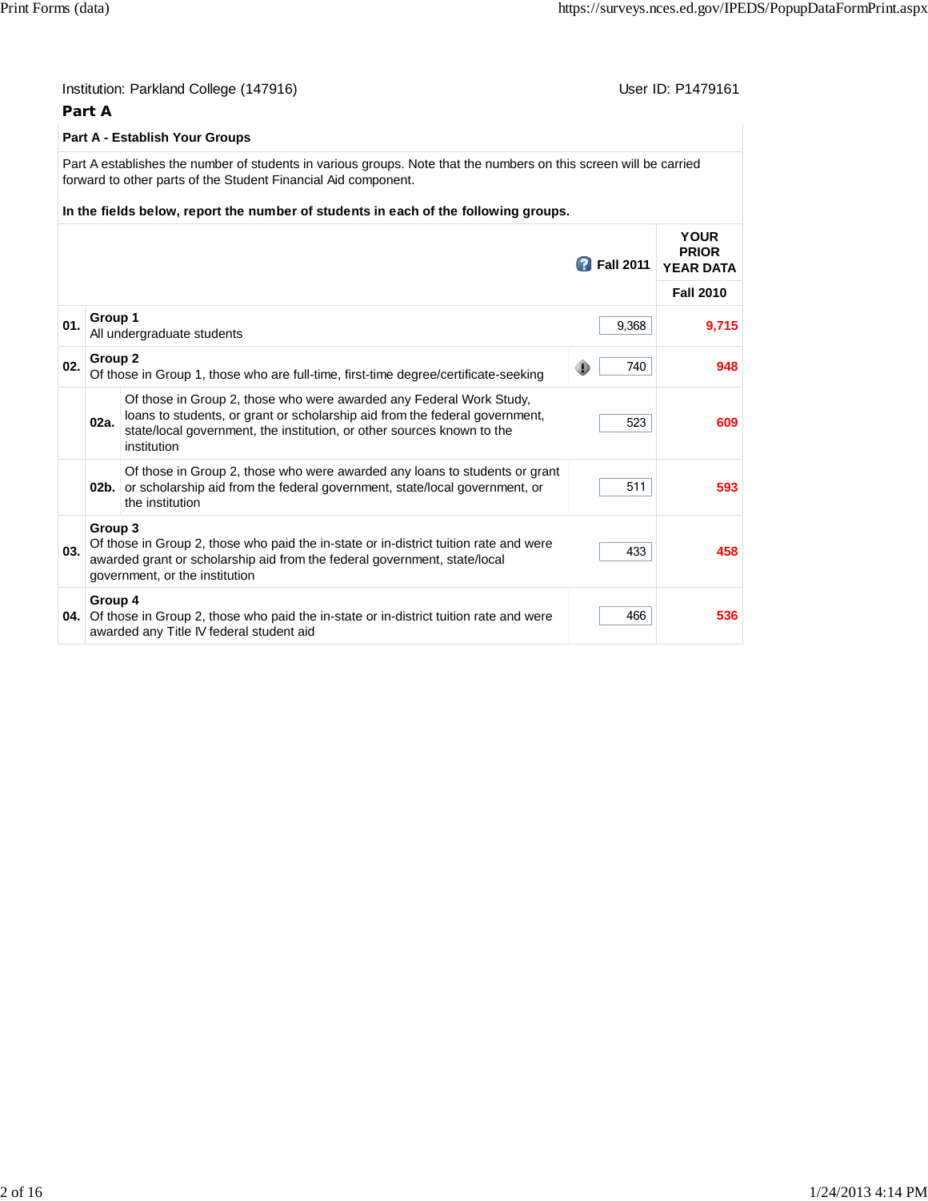Institution: Parkland College (147916) User ID: P1479161

## Part A

### Part A - Establish Your Groups

Part A establishes the number of students in various groups. Note that the numbers on this screen will be carried forward to other parts of the Student Financial Aid component.

**In the fields below, report the number of students in each of the following groups.**

| | | Fall 2011 | YOUR PRIOR YEAR DATA Fall 2010 |
|---|---|---|---|
| 01. | **Group 1** All undergraduate students | 9,368 | 9,715 |
| 02. | **Group 2** Of those in Group 1, those who are full-time, first-time degree/certificate-seeking | 740 | 948 |
| 02a. | Of those in Group 2, those who were awarded any Federal Work Study, loans to students, or grant or scholarship aid from the federal government, state/local government, the institution, or other sources known to the institution | 523 | 609 |
| 02b. | Of those in Group 2, those who were awarded any loans to students or grant or scholarship aid from the federal government, state/local government, or the institution | 511 | 593 |
| 03. | **Group 3** Of those in Group 2, those who paid the in-state or in-district tuition rate and were awarded grant or scholarship aid from the federal government, state/local government, or the institution | 433 | 458 |
| 04. | **Group 4** Of those in Group 2, those who paid the in-state or in-district tuition rate and were awarded any Title IV federal student aid | 466 | 536 |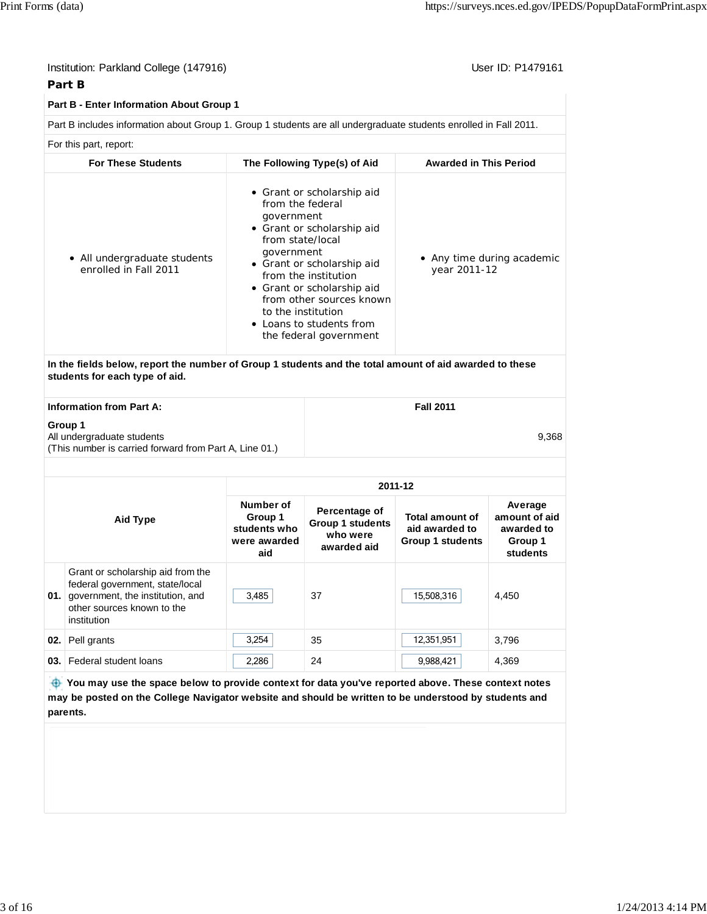Institution: Parkland College (147916) User ID: P1479161

**Part B**

**Part B - Enter Information About Group 1**

Part B includes information about Group 1. Group 1 students are all undergraduate students enrolled in Fall 2011.

For this part, report:

| For These Students | The Following Type(s) of Aid | Awarded in This Period |
|---|---|---|
| • All undergraduate students enrolled in Fall 2011 | • Grant or scholarship aid from the federal government<br>• Grant or scholarship aid from state/local government<br>• Grant or scholarship aid from the institution<br>• Grant or scholarship aid from other sources known to the institution<br>• Loans to students from the federal government | • Any time during academic year 2011-12 |

**In the fields below, report the number of Group 1 students and the total amount of aid awarded to these students for each type of aid.**

| Information from Part A: | Fall 2011 |
|---|---|
| **Group 1**<br>All undergraduate students<br>(This number is carried forward from Part A, Line 01.) | 9,368 |

| | Aid Type | 2011-12 | | | |
|---|---|---|---|---|---|
| | | Number of Group 1 students who were awarded aid | Percentage of Group 1 students who were awarded aid | Total amount of aid awarded to Group 1 students | Average amount of aid awarded to Group 1 students |
| 01. | Grant or scholarship aid from the federal government, state/local government, the institution, and other sources known to the institution | 3,485 | 37 | 15,508,316 | 4,450 |
| 02. | Pell grants | 3,254 | 35 | 12,351,951 | 3,796 |
| 03. | Federal student loans | 2,286 | 24 | 9,988,421 | 4,369 |

**You may use the space below to provide context for data you've reported above. These context notes may be posted on the College Navigator website and should be written to be understood by students and parents.**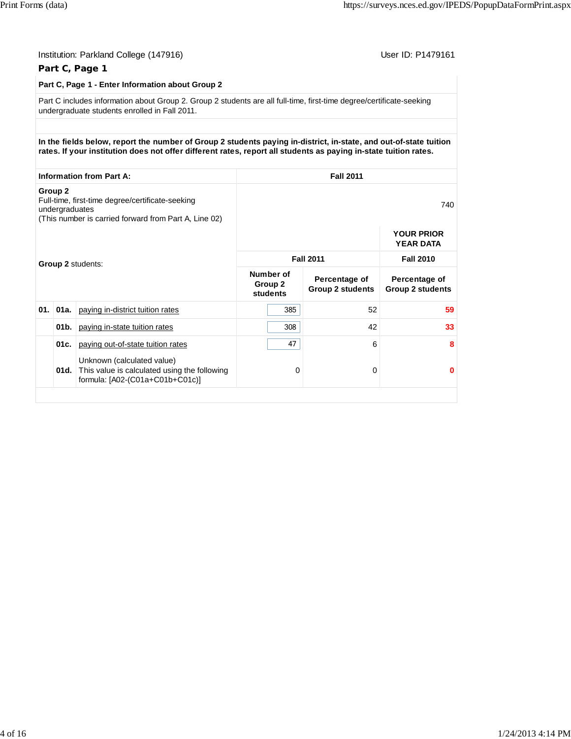Institution: Parkland College (147916) User ID: P1479161

## Part C, Page 1

### Part C, Page 1 - Enter Information about Group 2

Part C includes information about Group 2. Group 2 students are all full-time, first-time degree/certificate-seeking undergraduate students enrolled in Fall 2011.

**In the fields below, report the number of Group 2 students paying in-district, in-state, and out-of-state tuition rates. If your institution does not offer different rates, report all students as paying in-state tuition rates.**

| **Information from Part A:** | **Fall 2011** |
|---|---|
| **Group 2**<br>Full-time, first-time degree/certificate-seeking undergraduates<br>(This number is carried forward from Part A, Line 02) | 740 |

| | | **Group 2** students: | **Fall 2011** | | **YOUR PRIOR YEAR DATA** Fall 2010 |
|---|---|---|---|---|---|
| | | | **Number of Group 2 students** | **Percentage of Group 2 students** | **Percentage of Group 2 students** |
| **01.** | **01a.** | paying in-district tuition rates | 385 | 52 | 59 |
| | **01b.** | paying in-state tuition rates | 308 | 42 | 33 |
| | **01c.** | paying out-of-state tuition rates | 47 | 6 | 8 |
| | **01d.** | Unknown (calculated value)<br>This value is calculated using the following formula: [A02-(C01a+C01b+C01c)] | 0 | 0 | 0 |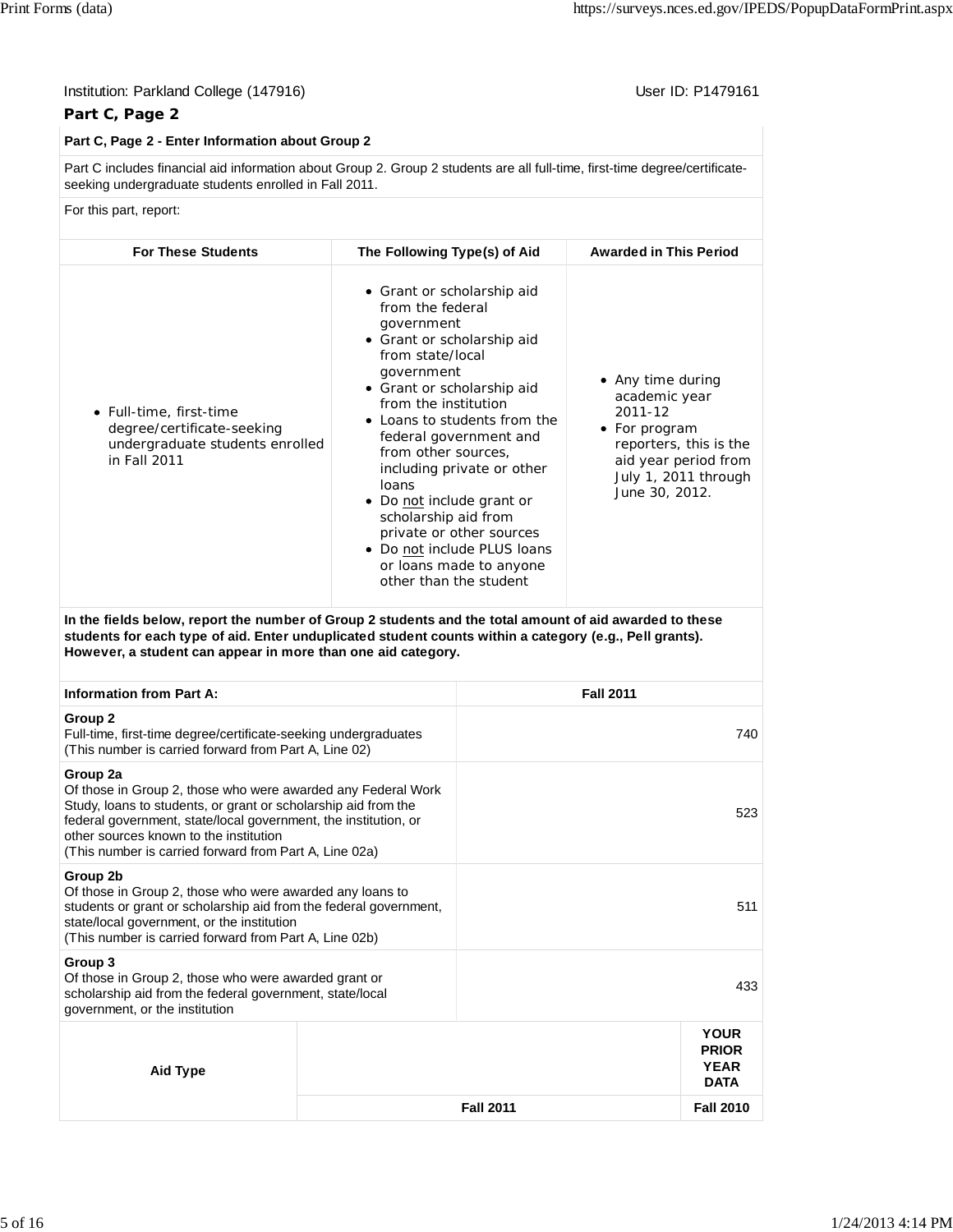Institution: Parkland College (147916) User ID: P1479161

## Part C, Page 2

**Part C, Page 2 - Enter Information about Group 2**

Part C includes financial aid information about Group 2. Group 2 students are all full-time, first-time degree/certificate-seeking undergraduate students enrolled in Fall 2011.

For this part, report:

| For These Students | The Following Type(s) of Aid | Awarded in This Period |
|---|---|---|
| • Full-time, first-time degree/certificate-seeking undergraduate students enrolled in Fall 2011 | • Grant or scholarship aid from the federal government<br>• Grant or scholarship aid from state/local government<br>• Grant or scholarship aid from the institution<br>• Loans to students from the federal government and from other sources, including private or other loans<br>• Do not include grant or scholarship aid from private or other sources<br>• Do not include PLUS loans or loans made to anyone other than the student | • Any time during academic year 2011-12<br>• For program reporters, this is the aid year period from July 1, 2011 through June 30, 2012. |

**In the fields below, report the number of Group 2 students and the total amount of aid awarded to these students for each type of aid. Enter unduplicated student counts within a category (e.g., Pell grants). However, a student can appear in more than one aid category.**

| Information from Part A: | Fall 2011 |
|---|---|
| **Group 2**<br>Full-time, first-time degree/certificate-seeking undergraduates<br>(This number is carried forward from Part A, Line 02) | 740 |
| **Group 2a**<br>Of those in Group 2, those who were awarded any Federal Work Study, loans to students, or grant or scholarship aid from the federal government, state/local government, the institution, or other sources known to the institution<br>(This number is carried forward from Part A, Line 02a) | 523 |
| **Group 2b**<br>Of those in Group 2, those who were awarded any loans to students or grant or scholarship aid from the federal government, state/local government, or the institution<br>(This number is carried forward from Part A, Line 02b) | 511 |
| **Group 3**<br>Of those in Group 2, those who were awarded grant or scholarship aid from the federal government, state/local government, or the institution | 433 |

| Aid Type | | YOUR PRIOR YEAR DATA |
|---|---|---|
| | Fall 2011 | Fall 2010 |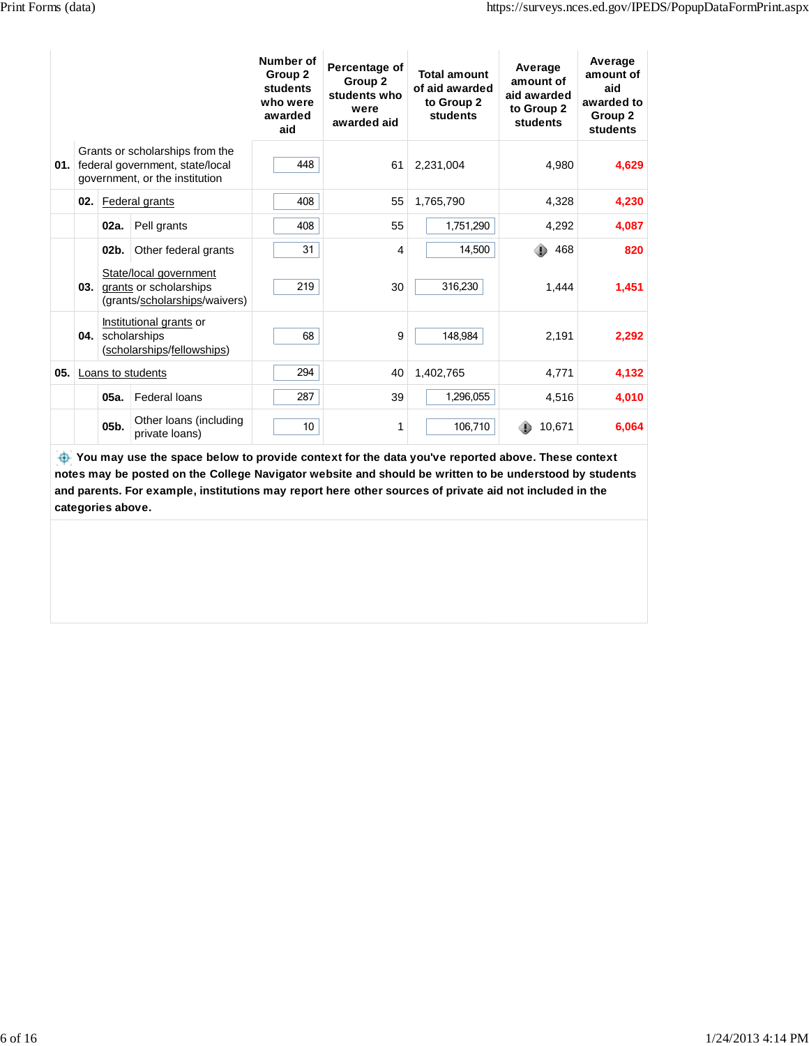| | | Number of Group 2 students who were awarded aid | Percentage of Group 2 students who were awarded aid | Total amount of aid awarded to Group 2 students | Average amount of aid awarded to Group 2 students | Average amount of aid awarded to Group 2 students |
|---|---|---|---|---|---|---|
| 01. | Grants or scholarships from the federal government, state/local government, or the institution | 448 | 61 | 2,231,004 | 4,980 | **4,629** |
| 02. | Federal grants | 408 | 55 | 1,765,790 | 4,328 | **4,230** |
| 02a. | Pell grants | 408 | 55 | 1,751,290 | 4,292 | **4,087** |
| 02b. | Other federal grants | 31 | 4 | 14,500 | 468 | **820** |
| 03. | State/local government grants or scholarships (grants/scholarships/waivers) | 219 | 30 | 316,230 | 1,444 | **1,451** |
| 04. | Institutional grants or scholarships (scholarships/fellowships) | 68 | 9 | 148,984 | 2,191 | **2,292** |
| 05. | Loans to students | 294 | 40 | 1,402,765 | 4,771 | **4,132** |
| 05a. | Federal loans | 287 | 39 | 1,296,055 | 4,516 | **4,010** |
| 05b. | Other loans (including private loans) | 10 | 1 | 106,710 | 10,671 | **6,064** |

**You may use the space below to provide context for the data you've reported above. These context notes may be posted on the College Navigator website and should be written to be understood by students and parents. For example, institutions may report here other sources of private aid not included in the categories above.**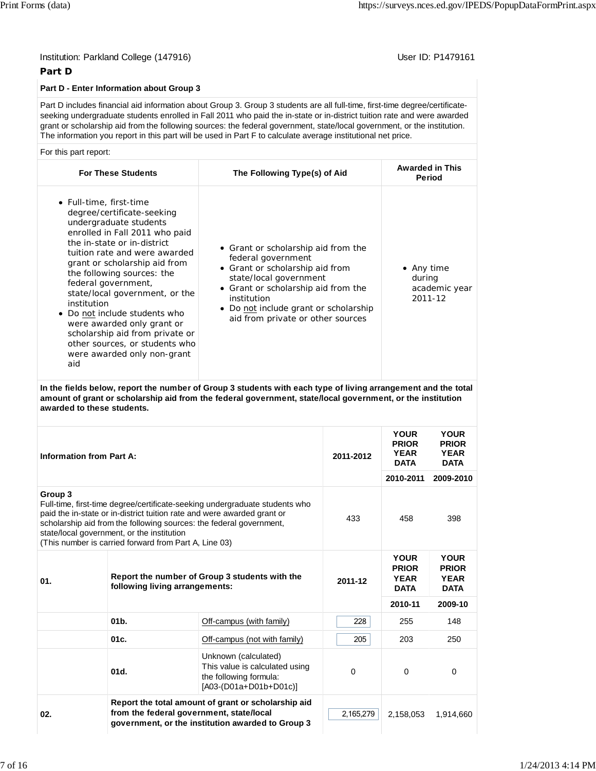Institution: Parkland College (147916) User ID: P1479161

## Part D

### Part D - Enter Information about Group 3

Part D includes financial aid information about Group 3. Group 3 students are all full-time, first-time degree/certificate-seeking undergraduate students enrolled in Fall 2011 who paid the in-state or in-district tuition rate and were awarded grant or scholarship aid from the following sources: the federal government, state/local government, or the institution. The information you report in this part will be used in Part F to calculate average institutional net price.

For this part report:

| For These Students | The Following Type(s) of Aid | Awarded in This Period |
|---|---|---|
| • Full-time, first-time degree/certificate-seeking undergraduate students enrolled in Fall 2011 who paid the in-state or in-district tuition rate and were awarded grant or scholarship aid from the following sources: the federal government, state/local government, or the institution<br>• Do not include students who were awarded only grant or scholarship aid from private or other sources, or students who were awarded only non-grant aid | • Grant or scholarship aid from the federal government<br>• Grant or scholarship aid from state/local government<br>• Grant or scholarship aid from the institution<br>• Do not include grant or scholarship aid from private or other sources | • Any time during academic year 2011-12 |

**In the fields below, report the number of Group 3 students with each type of living arrangement and the total amount of grant or scholarship aid from the federal government, state/local government, or the institution awarded to these students.**

| Information from Part A: | | | 2011-2012 | YOUR PRIOR YEAR DATA 2010-2011 | YOUR PRIOR YEAR DATA 2009-2010 |
|---|---|---|---|---|---|
| **Group 3**<br>Full-time, first-time degree/certificate-seeking undergraduate students who paid the in-state or in-district tuition rate and were awarded grant or scholarship aid from the following sources: the federal government, state/local government, or the institution<br>(This number is carried forward from Part A, Line 03) | | | 433 | 458 | 398 |
| **01.** | **Report the number of Group 3 students with the following living arrangements:** | | **2011-12** | **YOUR PRIOR YEAR DATA 2010-11** | **YOUR PRIOR YEAR DATA 2009-10** |
| | **01b.** | Off-campus (with family) | 228 | 255 | 148 |
| | **01c.** | Off-campus (not with family) | 205 | 203 | 250 |
| | **01d.** | Unknown (calculated)<br>This value is calculated using the following formula:<br>[A03-(D01a+D01b+D01c)] | 0 | 0 | 0 |
| **02.** | **Report the total amount of grant or scholarship aid from the federal government, state/local government, or the institution awarded to Group 3** | | 2,165,279 | 2,158,053 | 1,914,660 |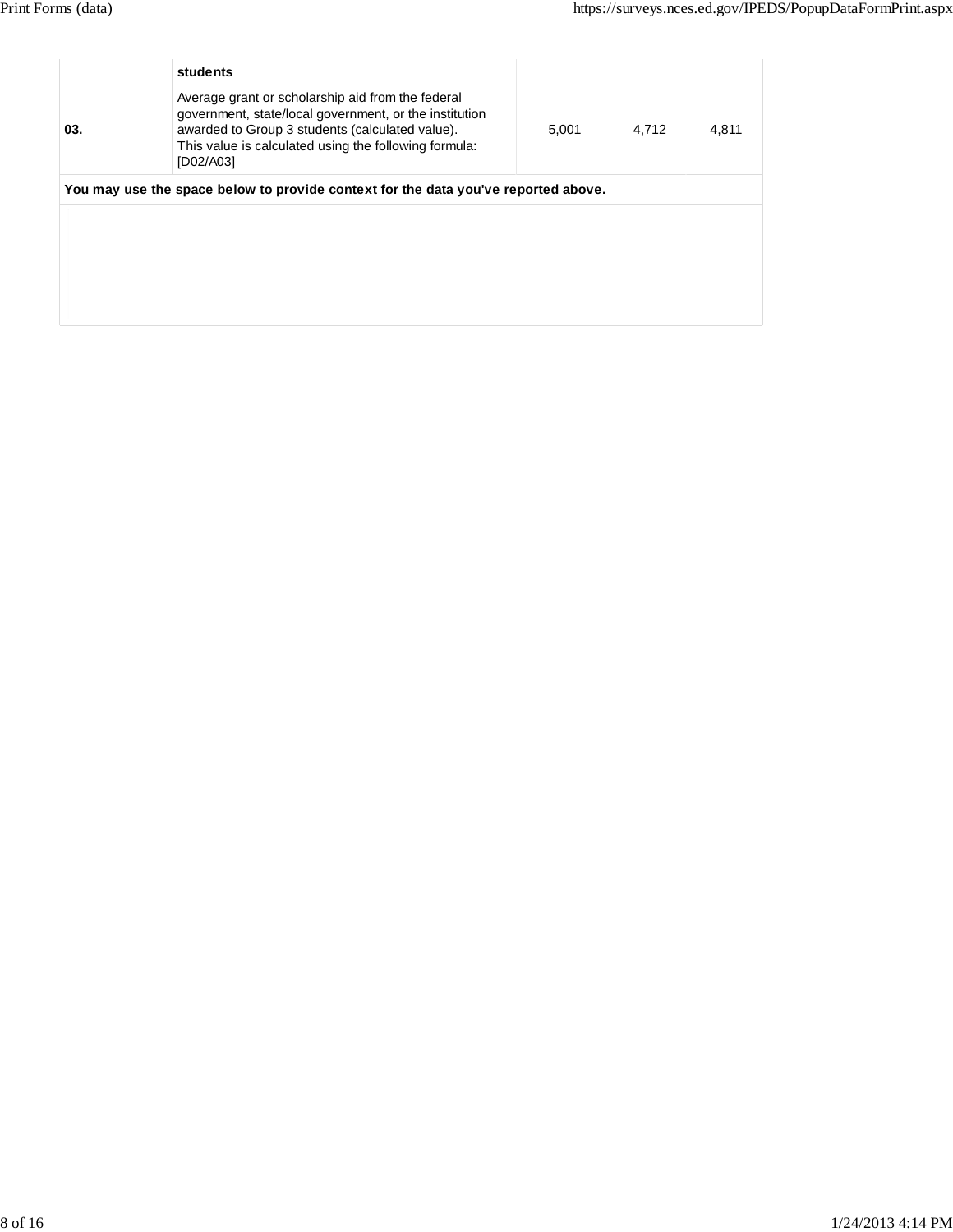| | | | | |
|---|---|---|---|---|
| | **students** | | | |
| **03.** | Average grant or scholarship aid from the federal government, state/local government, or the institution awarded to Group 3 students (calculated value). This value is calculated using the following formula: [D02/A03] | 5,001 | 4,712 | 4,811 |

**You may use the space below to provide context for the data you've reported above.**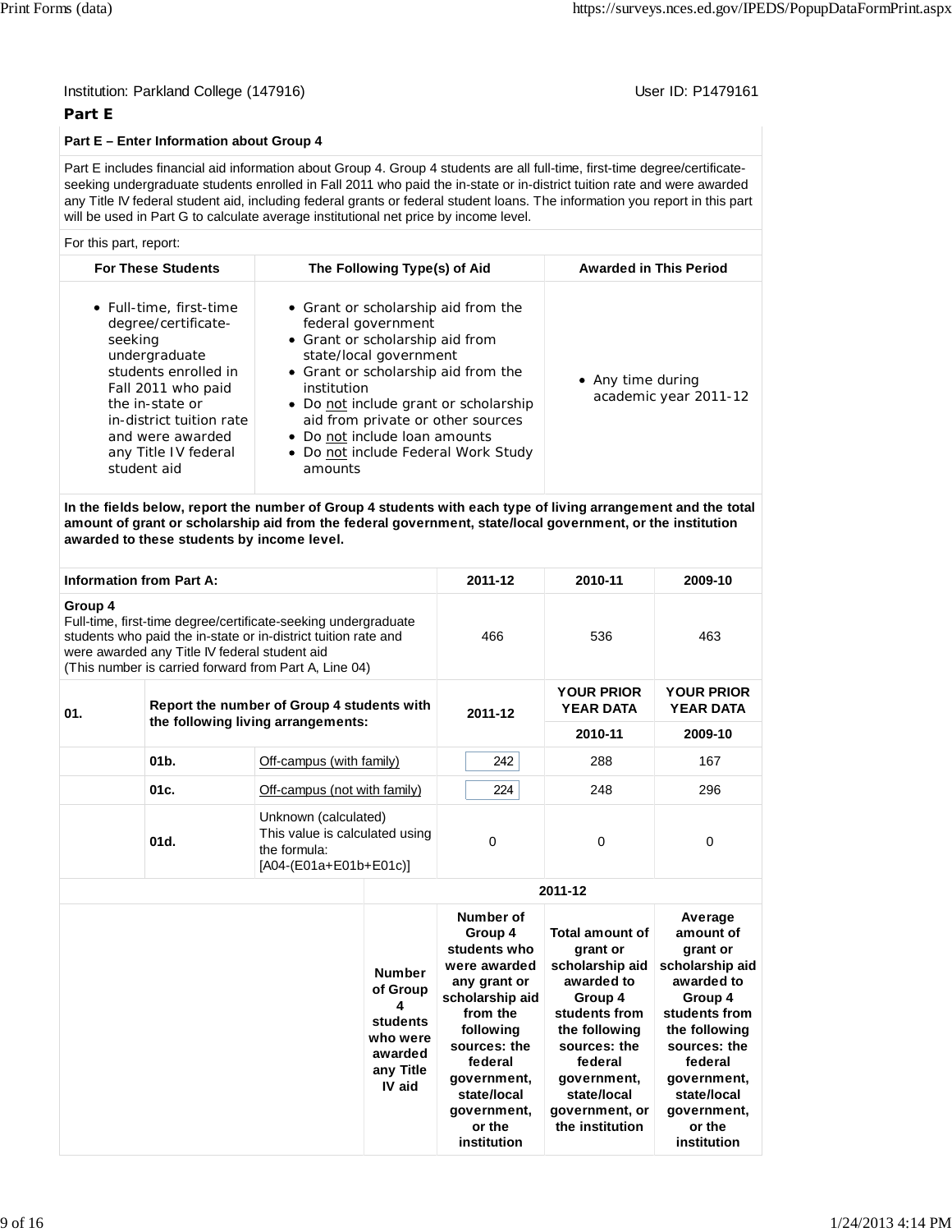Institution: Parkland College (147916)

User ID: P1479161

## Part E

### Part E – Enter Information about Group 4

Part E includes financial aid information about Group 4. Group 4 students are all full-time, first-time degree/certificate-seeking undergraduate students enrolled in Fall 2011 who paid the in-state or in-district tuition rate and were awarded any Title IV federal student aid, including federal grants or federal student loans. The information you report in this part will be used in Part G to calculate average institutional net price by income level.

For this part, report:

| For These Students | The Following Type(s) of Aid | Awarded in This Period |
|---|---|---|
| • Full-time, first-time degree/certificate-seeking undergraduate students enrolled in Fall 2011 who paid the in-state or in-district tuition rate and were awarded any Title IV federal student aid | • Grant or scholarship aid from the federal government<br>• Grant or scholarship aid from state/local government<br>• Grant or scholarship aid from the institution<br>• Do not include grant or scholarship aid from private or other sources<br>• Do not include loan amounts<br>• Do not include Federal Work Study amounts | • Any time during academic year 2011-12 |

**In the fields below, report the number of Group 4 students with each type of living arrangement and the total amount of grant or scholarship aid from the federal government, state/local government, or the institution awarded to these students by income level.**

| Information from Part A: | | | 2011-12 | 2010-11 | 2009-10 |
|---|---|---|---|---|---|
| **Group 4**<br>Full-time, first-time degree/certificate-seeking undergraduate students who paid the in-state or in-district tuition rate and were awarded any Title IV federal student aid<br>(This number is carried forward from Part A, Line 04) | | | 466 | 536 | 463 |
| **01.** | **Report the number of Group 4 students with the following living arrangements:** | | **2011-12** | **YOUR PRIOR YEAR DATA**<br>**2010-11** | **YOUR PRIOR YEAR DATA**<br>**2009-10** |
| | **01b.** | Off-campus (with family) | 242 | 288 | 167 |
| | **01c.** | Off-campus (not with family) | 224 | 248 | 296 |
| | **01d.** | Unknown (calculated)<br>This value is calculated using the formula:<br>[A04-(E01a+E01b+E01c)] | 0 | 0 | 0 |

| | 2011-12 | | | |
|---|---|---|---|---|
| | **Number of Group 4 students who were awarded any Title IV aid** | **Number of Group 4 students who were awarded any grant or scholarship aid from the following sources: the federal government, state/local government, or the institution** | **Total amount of grant or scholarship aid awarded to Group 4 students from the following sources: the federal government, state/local government, or the institution** | **Average amount of grant or scholarship aid awarded to Group 4 students from the following sources: the federal government, state/local government, or the institution** |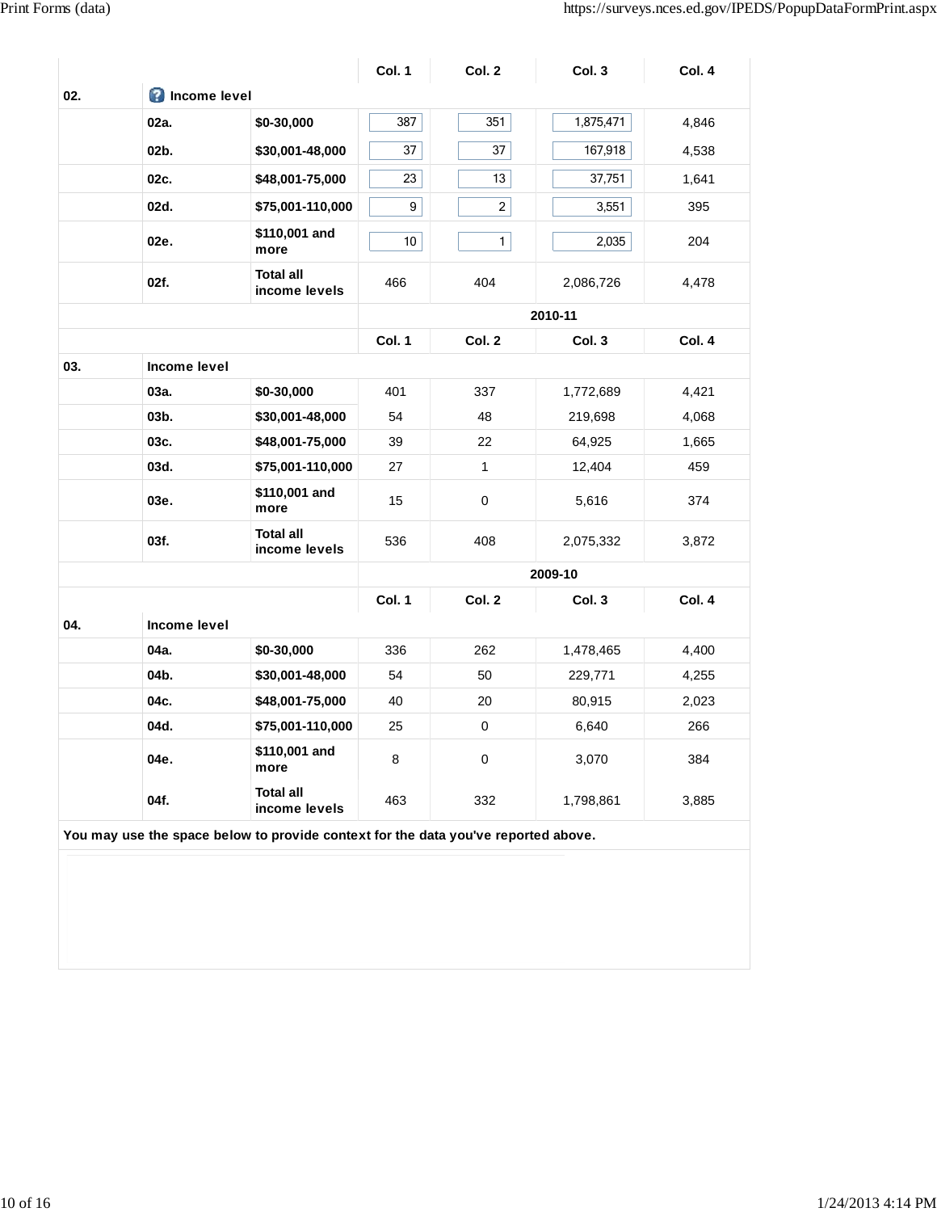| | | | Col. 1 | Col. 2 | Col. 3 | Col. 4 |
|---|---|---|---|---|---|---|
| 02. | Income level | | | | | |
| | 02a. | $0-30,000 | 387 | 351 | 1,875,471 | 4,846 |
| | 02b. | $30,001-48,000 | 37 | 37 | 167,918 | 4,538 |
| | 02c. | $48,001-75,000 | 23 | 13 | 37,751 | 1,641 |
| | 02d. | $75,001-110,000 | 9 | 2 | 3,551 | 395 |
| | 02e. | $110,001 and more | 10 | 1 | 2,035 | 204 |
| | 02f. | Total all income levels | 466 | 404 | 2,086,726 | 4,478 |

| | | | 2010-11 | | | |
|---|---|---|---|---|---|---|
| | | | Col. 1 | Col. 2 | Col. 3 | Col. 4 |
| 03. | Income level | | | | | |
| | 03a. | $0-30,000 | 401 | 337 | 1,772,689 | 4,421 |
| | 03b. | $30,001-48,000 | 54 | 48 | 219,698 | 4,068 |
| | 03c. | $48,001-75,000 | 39 | 22 | 64,925 | 1,665 |
| | 03d. | $75,001-110,000 | 27 | 1 | 12,404 | 459 |
| | 03e. | $110,001 and more | 15 | 0 | 5,616 | 374 |
| | 03f. | Total all income levels | 536 | 408 | 2,075,332 | 3,872 |

| | | | 2009-10 | | | |
|---|---|---|---|---|---|---|
| | | | Col. 1 | Col. 2 | Col. 3 | Col. 4 |
| 04. | Income level | | | | | |
| | 04a. | $0-30,000 | 336 | 262 | 1,478,465 | 4,400 |
| | 04b. | $30,001-48,000 | 54 | 50 | 229,771 | 4,255 |
| | 04c. | $48,001-75,000 | 40 | 20 | 80,915 | 2,023 |
| | 04d. | $75,001-110,000 | 25 | 0 | 6,640 | 266 |
| | 04e. | $110,001 and more | 8 | 0 | 3,070 | 384 |
| | 04f. | Total all income levels | 463 | 332 | 1,798,861 | 3,885 |

**You may use the space below to provide context for the data you've reported above.**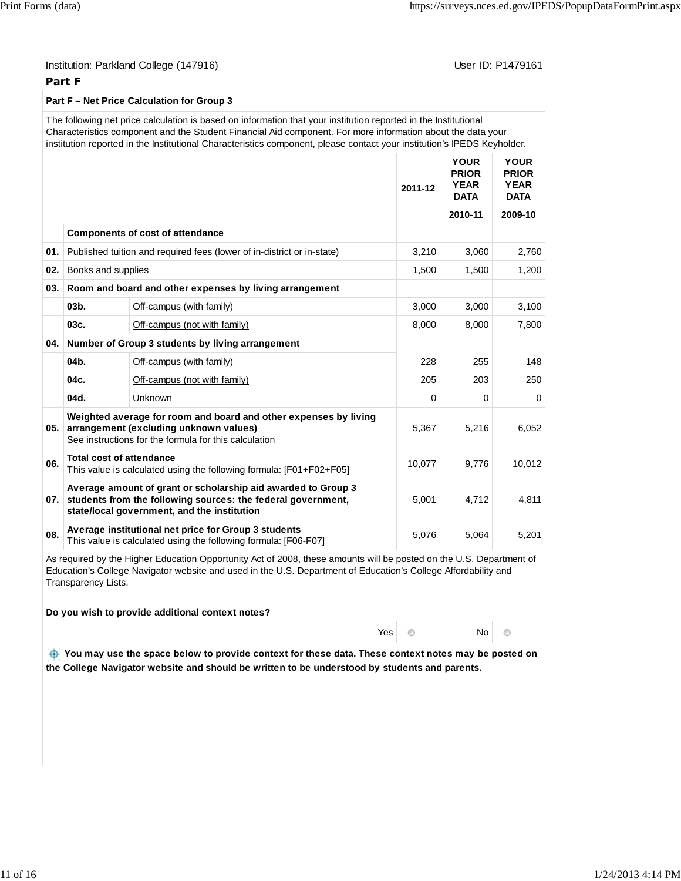Institution: Parkland College (147916) User ID: P1479161

## Part F

### Part F – Net Price Calculation for Group 3

The following net price calculation is based on information that your institution reported in the Institutional Characteristics component and the Student Financial Aid component. For more information about the data your institution reported in the Institutional Characteristics component, please contact your institution's IPEDS Keyholder.

| | | | 2011-12 | YOUR PRIOR YEAR DATA | YOUR PRIOR YEAR DATA |
|---|---|---|---|---|---|
| | | | | 2010-11 | 2009-10 |
| | **Components of cost of attendance** | | | | |
| **01.** | Published tuition and required fees (lower of in-district or in-state) | | 3,210 | 3,060 | 2,760 |
| **02.** | Books and supplies | | 1,500 | 1,500 | 1,200 |
| **03.** | **Room and board and other expenses by living arrangement** | | | | |
| | **03b.** | Off-campus (with family) | 3,000 | 3,000 | 3,100 |
| | **03c.** | Off-campus (not with family) | 8,000 | 8,000 | 7,800 |
| **04.** | **Number of Group 3 students by living arrangement** | | | | |
| | **04b.** | Off-campus (with family) | 228 | 255 | 148 |
| | **04c.** | Off-campus (not with family) | 205 | 203 | 250 |
| | **04d.** | Unknown | 0 | 0 | 0 |
| **05.** | **Weighted average for room and board and other expenses by living arrangement (excluding unknown values)** See instructions for the formula for this calculation | | 5,367 | 5,216 | 6,052 |
| **06.** | **Total cost of attendance** This value is calculated using the following formula: [F01+F02+F05] | | 10,077 | 9,776 | 10,012 |
| **07.** | **Average amount of grant or scholarship aid awarded to Group 3 students from the following sources: the federal government, state/local government, and the institution** | | 5,001 | 4,712 | 4,811 |
| **08.** | **Average institutional net price for Group 3 students** This value is calculated using the following formula: [F06-F07] | | 5,076 | 5,064 | 5,201 |

As required by the Higher Education Opportunity Act of 2008, these amounts will be posted on the U.S. Department of Education's College Navigator website and used in the U.S. Department of Education's College Affordability and Transparency Lists.

**Do you wish to provide additional context notes?**

Yes ○ No ○

**You may use the space below to provide context for these data. These context notes may be posted on the College Navigator website and should be written to be understood by students and parents.**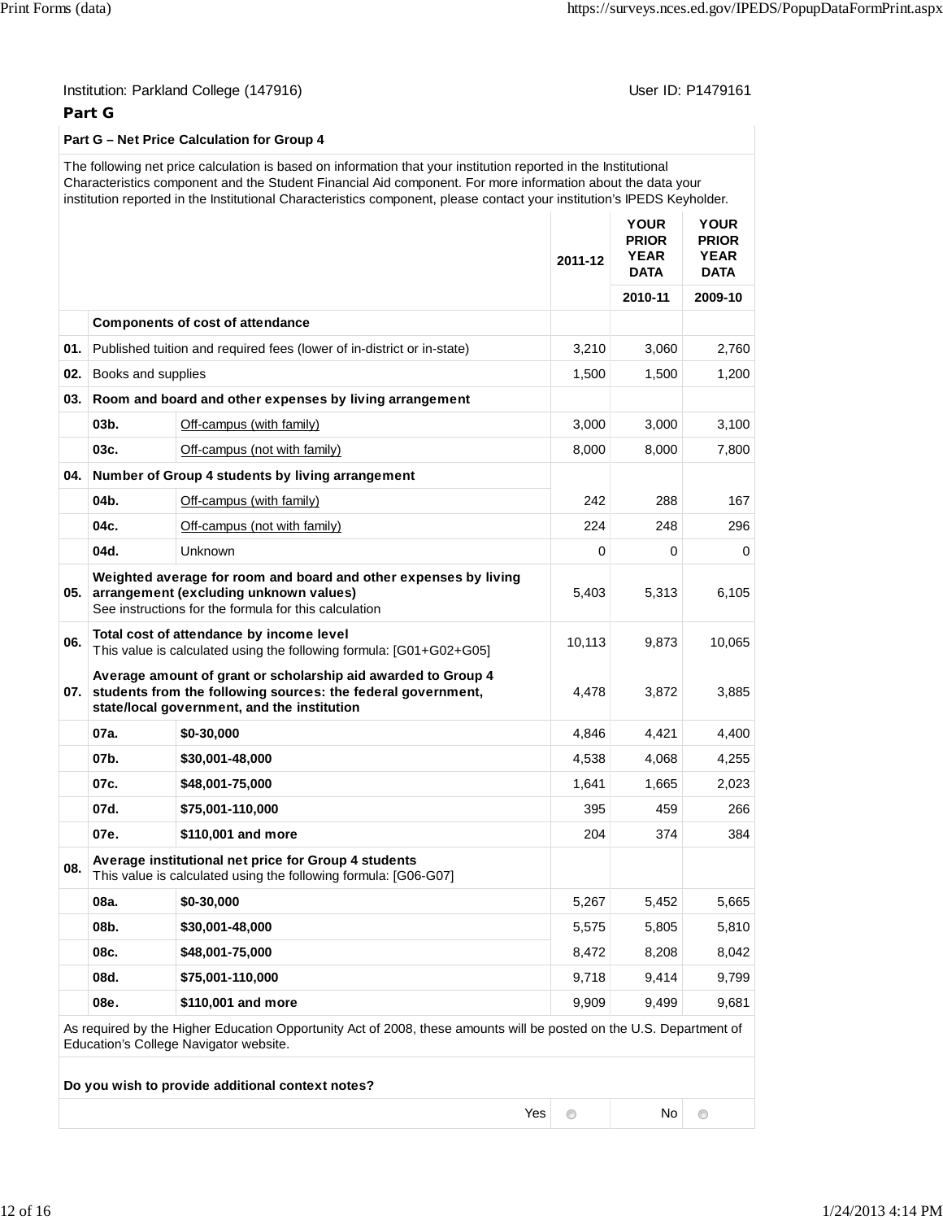Institution: Parkland College (147916) User ID: P1479161

## Part G

**Part G – Net Price Calculation for Group 4**

The following net price calculation is based on information that your institution reported in the Institutional Characteristics component and the Student Financial Aid component. For more information about the data your institution reported in the Institutional Characteristics component, please contact your institution's IPEDS Keyholder.

| | | | 2011-12 | YOUR PRIOR YEAR DATA | YOUR PRIOR YEAR DATA |
|---|---|---|---|---|---|
| | | | | 2010-11 | 2009-10 |
| | **Components of cost of attendance** | | | | |
| **01.** | Published tuition and required fees (lower of in-district or in-state) | | 3,210 | 3,060 | 2,760 |
| **02.** | Books and supplies | | 1,500 | 1,500 | 1,200 |
| **03.** | **Room and board and other expenses by living arrangement** | | | | |
| | **03b.** | Off-campus (with family) | 3,000 | 3,000 | 3,100 |
| | **03c.** | Off-campus (not with family) | 8,000 | 8,000 | 7,800 |
| **04.** | **Number of Group 4 students by living arrangement** | | | | |
| | **04b.** | Off-campus (with family) | 242 | 288 | 167 |
| | **04c.** | Off-campus (not with family) | 224 | 248 | 296 |
| | **04d.** | Unknown | 0 | 0 | 0 |
| **05.** | **Weighted average for room and board and other expenses by living arrangement (excluding unknown values)** See instructions for the formula for this calculation | | 5,403 | 5,313 | 6,105 |
| **06.** | **Total cost of attendance by income level** This value is calculated using the following formula: [G01+G02+G05] | | 10,113 | 9,873 | 10,065 |
| **07.** | **Average amount of grant or scholarship aid awarded to Group 4 students from the following sources: the federal government, state/local government, and the institution** | | 4,478 | 3,872 | 3,885 |
| | **07a.** | **$0-30,000** | 4,846 | 4,421 | 4,400 |
| | **07b.** | **$30,001-48,000** | 4,538 | 4,068 | 4,255 |
| | **07c.** | **$48,001-75,000** | 1,641 | 1,665 | 2,023 |
| | **07d.** | **$75,001-110,000** | 395 | 459 | 266 |
| | **07e.** | **$110,001 and more** | 204 | 374 | 384 |
| **08.** | **Average institutional net price for Group 4 students** This value is calculated using the following formula: [G06-G07] | | | | |
| | **08a.** | **$0-30,000** | 5,267 | 5,452 | 5,665 |
| | **08b.** | **$30,001-48,000** | 5,575 | 5,805 | 5,810 |
| | **08c.** | **$48,001-75,000** | 8,472 | 8,208 | 8,042 |
| | **08d.** | **$75,001-110,000** | 9,718 | 9,414 | 9,799 |
| | **08e.** | **$110,001 and more** | 9,909 | 9,499 | 9,681 |

As required by the Higher Education Opportunity Act of 2008, these amounts will be posted on the U.S. Department of Education's College Navigator website.

**Do you wish to provide additional context notes?**

Yes ○ No ○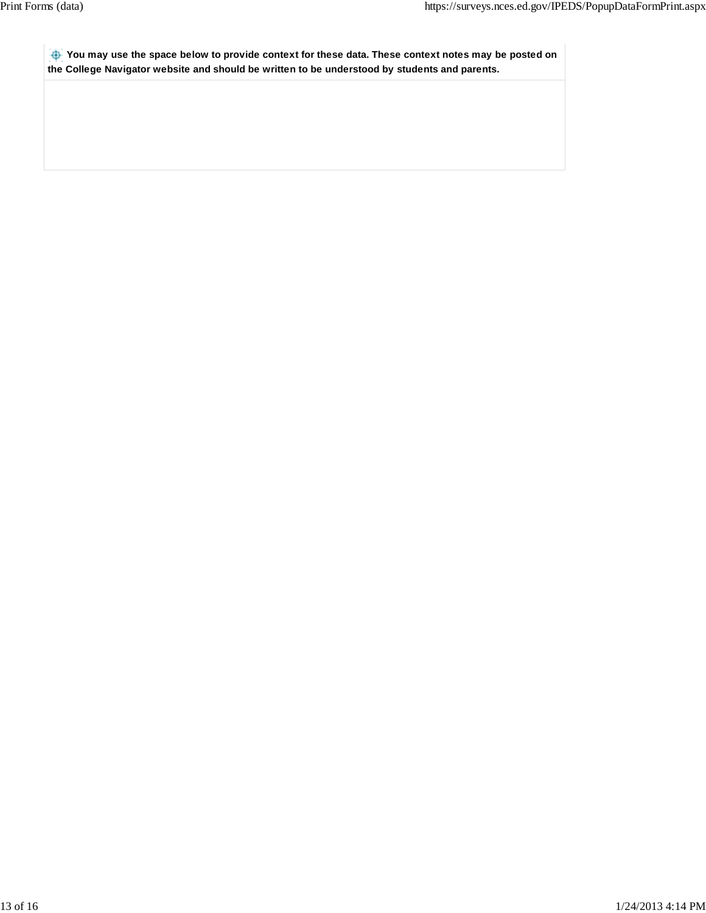**You may use the space below to provide context for these data. These context notes may be posted on the College Navigator website and should be written to be understood by students and parents.**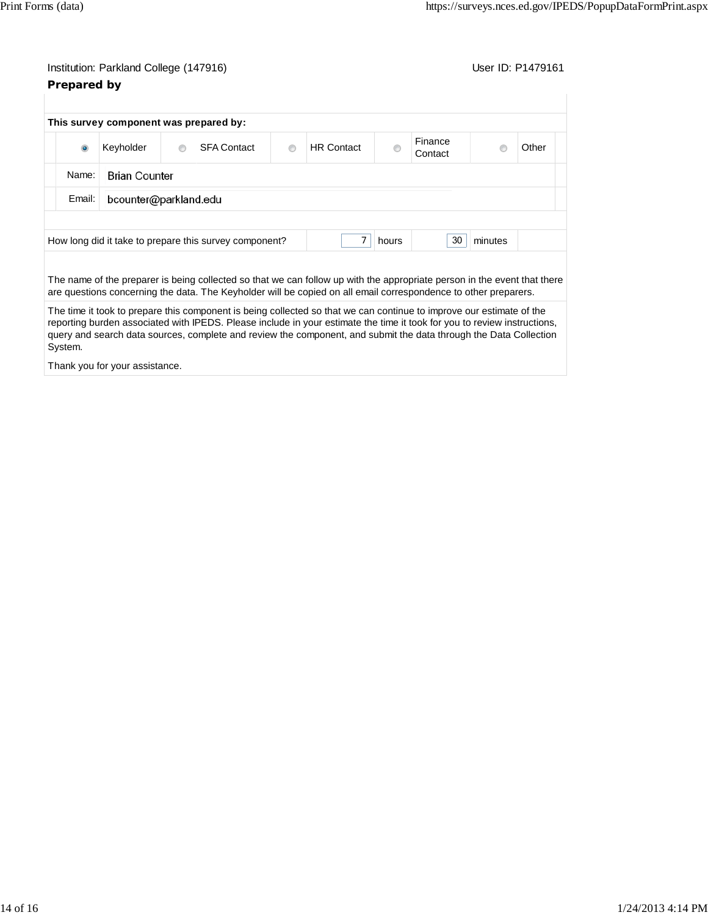Institution: Parkland College (147916) User ID: P1479161

## Prepared by

**This survey component was prepared by:**

| | | | | |
|---|---|---|---|---|
| (●) Keyholder | ( ) SFA Contact | ( ) HR Contact | ( ) Finance Contact | ( ) Other |

Name: Brian Counter

Email: bcounter@parkland.edu

| How long did it take to prepare this survey component? | 7 | hours | 30 | minutes |
|---|---|---|---|---|

The name of the preparer is being collected so that we can follow up with the appropriate person in the event that there are questions concerning the data. The Keyholder will be copied on all email correspondence to other preparers.

The time it took to prepare this component is being collected so that we can continue to improve our estimate of the reporting burden associated with IPEDS. Please include in your estimate the time it took for you to review instructions, query and search data sources, complete and review the component, and submit the data through the Data Collection System.

Thank you for your assistance.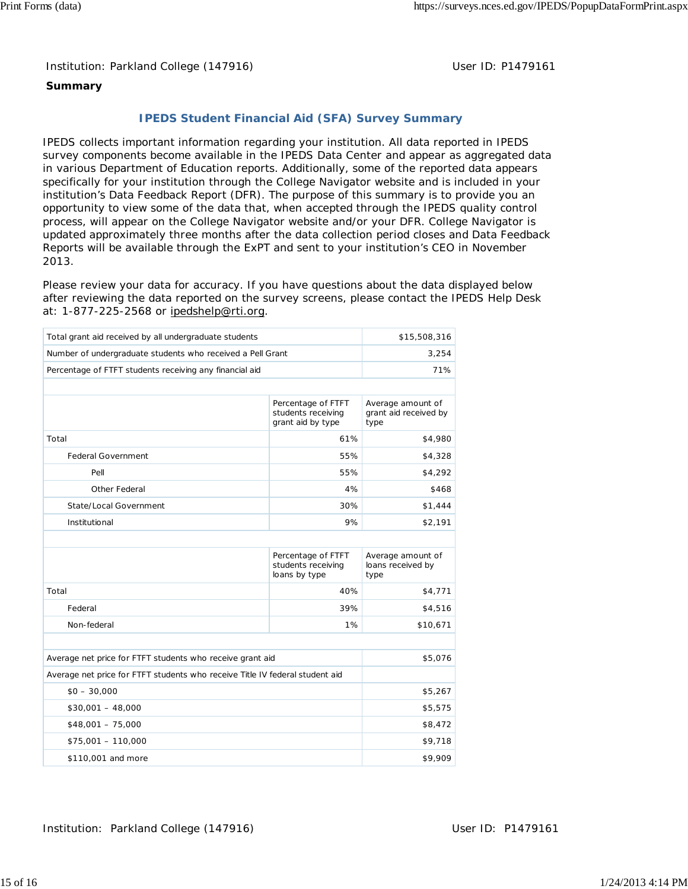Institution: Parkland College (147916)　　　　User ID: P1479161

**Summary**

## IPEDS Student Financial Aid (SFA) Survey Summary

IPEDS collects important information regarding your institution. All data reported in IPEDS survey components become available in the IPEDS Data Center and appear as aggregated data in various Department of Education reports. Additionally, some of the reported data appears specifically for your institution through the College Navigator website and is included in your institution's Data Feedback Report (DFR). The purpose of this summary is to provide you an opportunity to view some of the data that, when accepted through the IPEDS quality control process, will appear on the College Navigator website and/or your DFR. College Navigator is updated approximately three months after the data collection period closes and Data Feedback Reports will be available through the ExPT and sent to your institution's CEO in November 2013.

Please review your data for accuracy. If you have questions about the data displayed below after reviewing the data reported on the survey screens, please contact the IPEDS Help Desk at: 1-877-225-2568 or ipedshelp@rti.org.

| | |
|---|---|
| Total grant aid received by all undergraduate students | $15,508,316 |
| Number of undergraduate students who received a Pell Grant | 3,254 |
| Percentage of FTFT students receiving any financial aid | 71% |

| | Percentage of FTFT students receiving grant aid by type | Average amount of grant aid received by type |
|---|---|---|
| Total | 61% | $4,980 |
| Federal Government | 55% | $4,328 |
| Pell | 55% | $4,292 |
| Other Federal | 4% | $468 |
| State/Local Government | 30% | $1,444 |
| Institutional | 9% | $2,191 |

| | Percentage of FTFT students receiving loans by type | Average amount of loans received by type |
|---|---|---|
| Total | 40% | $4,771 |
| Federal | 39% | $4,516 |
| Non-federal | 1% | $10,671 |

| | |
|---|---|
| Average net price for FTFT students who receive grant aid | $5,076 |
| Average net price for FTFT students who receive Title IV federal student aid | |
| $0 – 30,000 | $5,267 |
| $30,001 – 48,000 | $5,575 |
| $48,001 – 75,000 | $8,472 |
| $75,001 – 110,000 | $9,718 |
| $110,001 and more | $9,909 |

Institution: Parkland College (147916)　　　　User ID: P1479161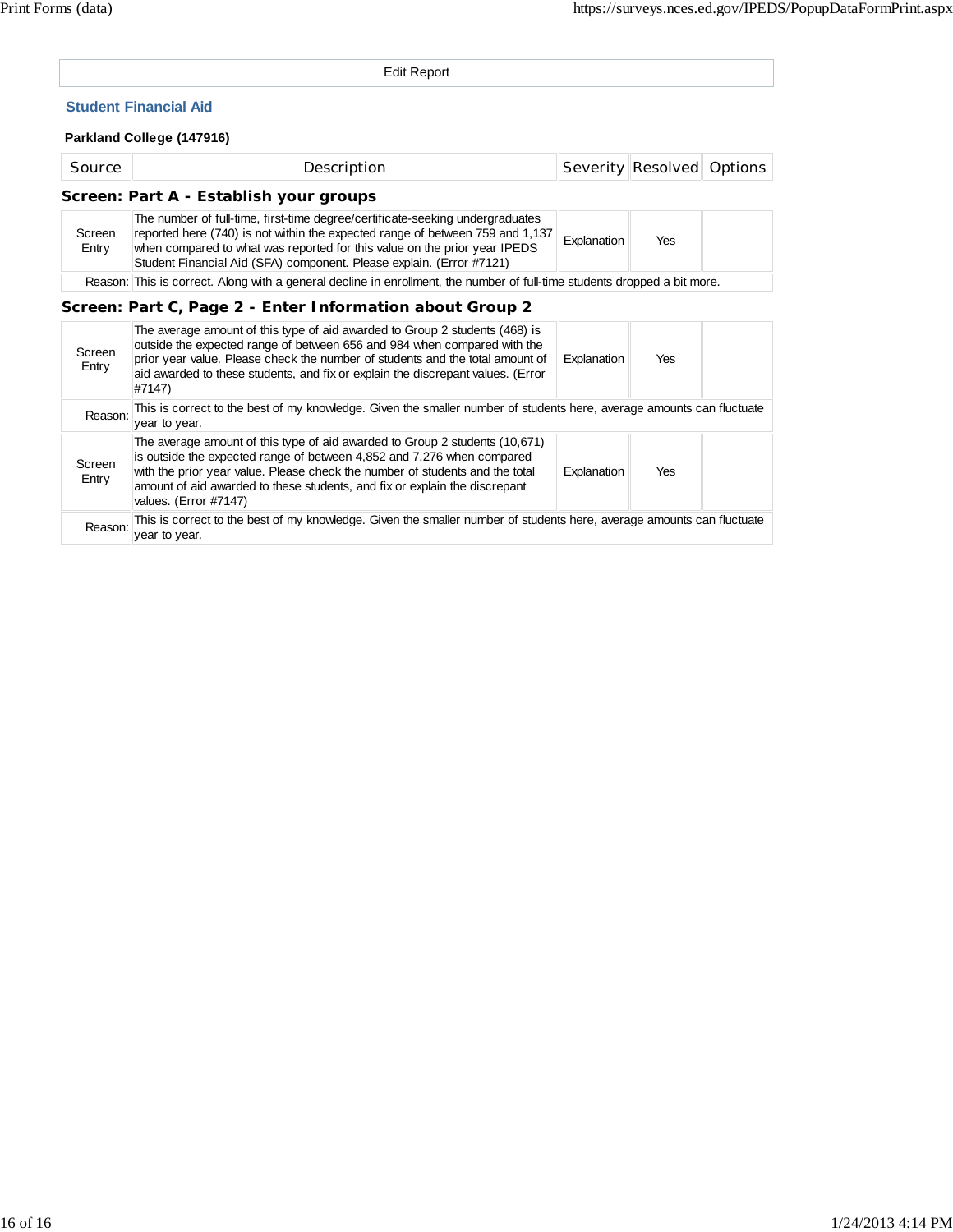Edit Report

## Student Financial Aid

**Parkland College (147916)**

| Source | Description | Severity | Resolved | Options |
|---|---|---|---|---|

### Screen: Part A - Establish your groups

| Source | Description | Severity | Resolved | Options |
|---|---|---|---|---|
| Screen Entry | The number of full-time, first-time degree/certificate-seeking undergraduates reported here (740) is not within the expected range of between 759 and 1,137 when compared to what was reported for this value on the prior year IPEDS Student Financial Aid (SFA) component. Please explain. (Error #7121) | Explanation | Yes | |
| Reason: | This is correct. Along with a general decline in enrollment, the number of full-time students dropped a bit more. | | | |

### Screen: Part C, Page 2 - Enter Information about Group 2

| Source | Description | Severity | Resolved | Options |
|---|---|---|---|---|
| Screen Entry | The average amount of this type of aid awarded to Group 2 students (468) is outside the expected range of between 656 and 984 when compared with the prior year value. Please check the number of students and the total amount of aid awarded to these students, and fix or explain the discrepant values. (Error #7147) | Explanation | Yes | |
| Reason: | This is correct to the best of my knowledge. Given the smaller number of students here, average amounts can fluctuate year to year. | | | |
| Screen Entry | The average amount of this type of aid awarded to Group 2 students (10,671) is outside the expected range of between 4,852 and 7,276 when compared with the prior year value. Please check the number of students and the total amount of aid awarded to these students, and fix or explain the discrepant values. (Error #7147) | Explanation | Yes | |
| Reason: | This is correct to the best of my knowledge. Given the smaller number of students here, average amounts can fluctuate year to year. | | | |